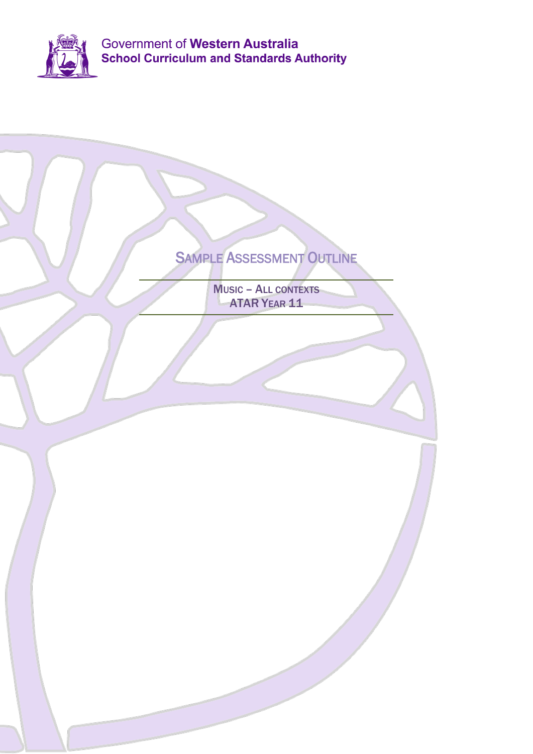Government of **Western Australia**
**School Curriculum and Standards Authority**

# Sample Assessment Outline

**Music – All contexts**
**ATAR Year 11**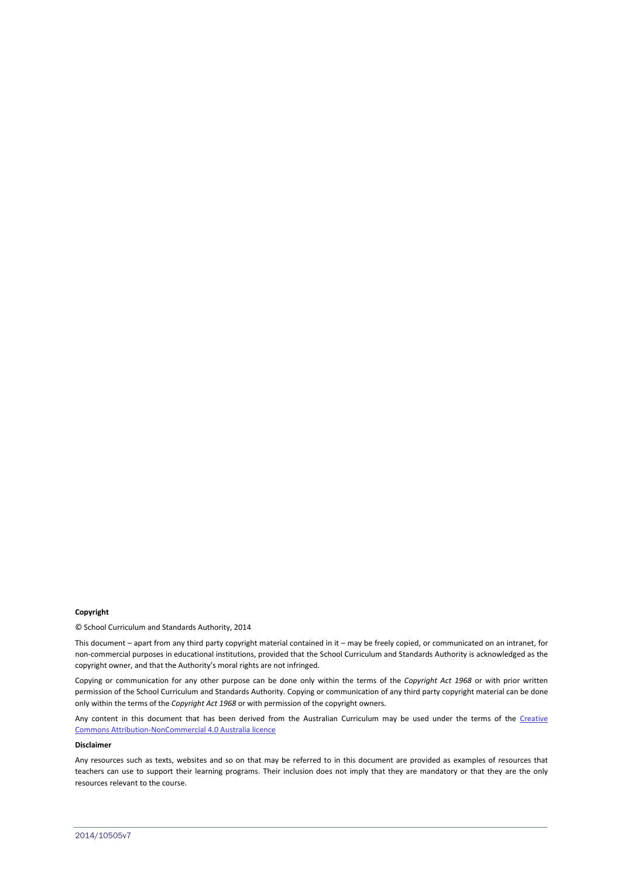**Copyright**

© School Curriculum and Standards Authority, 2014

This document – apart from any third party copyright material contained in it – may be freely copied, or communicated on an intranet, for non-commercial purposes in educational institutions, provided that the School Curriculum and Standards Authority is acknowledged as the copyright owner, and that the Authority's moral rights are not infringed.

Copying or communication for any other purpose can be done only within the terms of the *Copyright Act 1968* or with prior written permission of the School Curriculum and Standards Authority. Copying or communication of any third party copyright material can be done only within the terms of the *Copyright Act 1968* or with permission of the copyright owners.

Any content in this document that has been derived from the Australian Curriculum may be used under the terms of the [Creative Commons Attribution-NonCommercial 4.0 Australia licence]()

**Disclaimer**

Any resources such as texts, websites and so on that may be referred to in this document are provided as examples of resources that teachers can use to support their learning programs. Their inclusion does not imply that they are mandatory or that they are the only resources relevant to the course.

2014/10505v7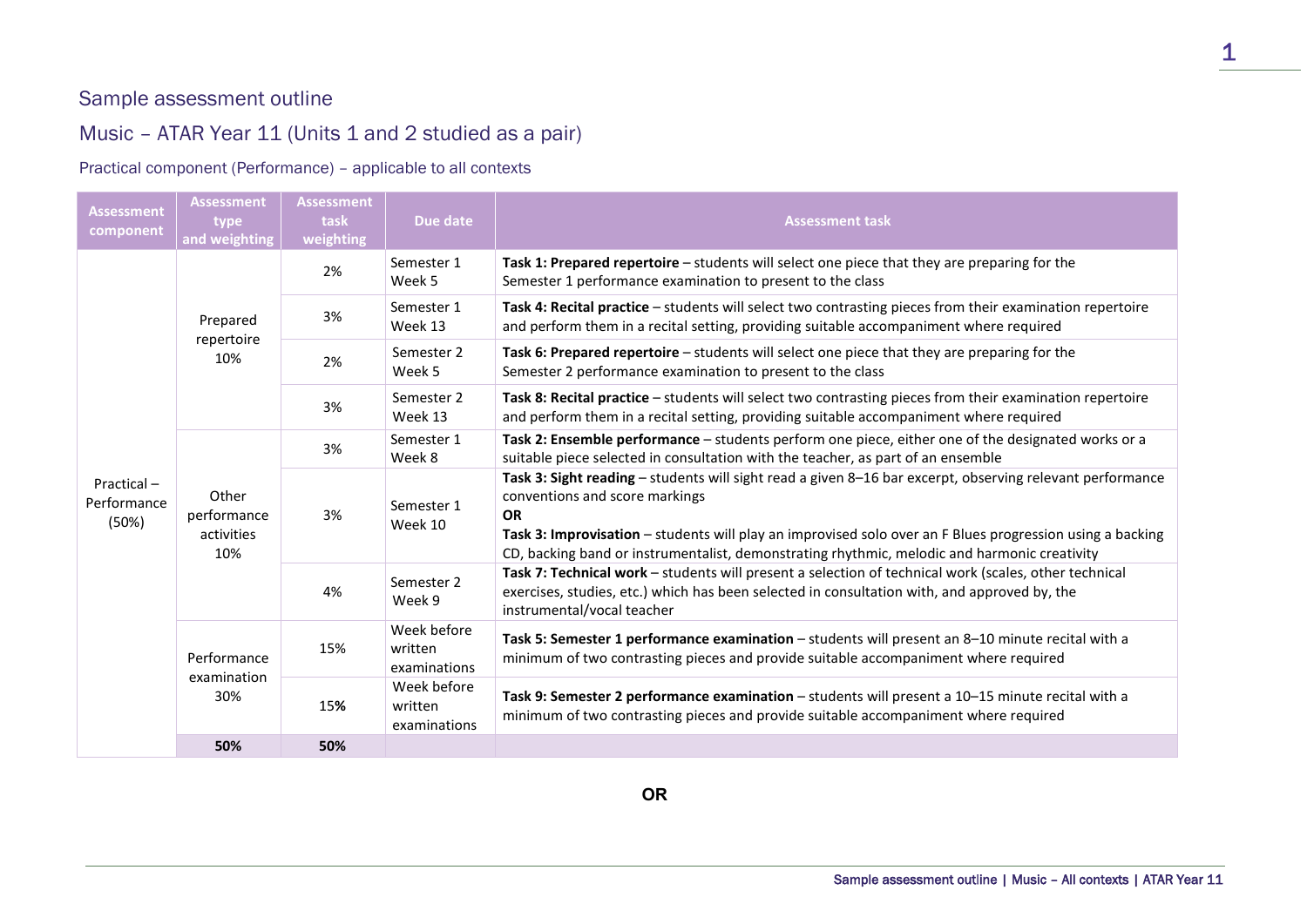## Sample assessment outline

## Music – ATAR Year 11 (Units 1 and 2 studied as a pair)

### Practical component (Performance) – applicable to all contexts

| Assessment component | Assessment type and weighting | Assessment task weighting | Due date | Assessment task |
|---|---|---|---|---|
| Practical – Performance (50%) | Prepared repertoire 10% | 2% | Semester 1 Week 5 | **Task 1: Prepared repertoire** – students will select one piece that they are preparing for the Semester 1 performance examination to present to the class |
| | | 3% | Semester 1 Week 13 | **Task 4: Recital practice** – students will select two contrasting pieces from their examination repertoire and perform them in a recital setting, providing suitable accompaniment where required |
| | | 2% | Semester 2 Week 5 | **Task 6: Prepared repertoire** – students will select one piece that they are preparing for the Semester 2 performance examination to present to the class |
| | | 3% | Semester 2 Week 13 | **Task 8: Recital practice** – students will select two contrasting pieces from their examination repertoire and perform them in a recital setting, providing suitable accompaniment where required |
| | Other performance activities 10% | 3% | Semester 1 Week 8 | **Task 2: Ensemble performance** – students perform one piece, either one of the designated works or a suitable piece selected in consultation with the teacher, as part of an ensemble |
| | | 3% | Semester 1 Week 10 | **Task 3: Sight reading** – students will sight read a given 8–16 bar excerpt, observing relevant performance conventions and score markings<br>**OR**<br>**Task 3: Improvisation** – students will play an improvised solo over an F Blues progression using a backing CD, backing band or instrumentalist, demonstrating rhythmic, melodic and harmonic creativity |
| | | 4% | Semester 2 Week 9 | **Task 7: Technical work** – students will present a selection of technical work (scales, other technical exercises, studies, etc.) which has been selected in consultation with, and approved by, the instrumental/vocal teacher |
| | Performance examination 30% | 15% | Week before written examinations | **Task 5: Semester 1 performance examination** – students will present an 8–10 minute recital with a minimum of two contrasting pieces and provide suitable accompaniment where required |
| | | 15% | Week before written examinations | **Task 9: Semester 2 performance examination** – students will present a 10–15 minute recital with a minimum of two contrasting pieces and provide suitable accompaniment where required |
| | **50%** | **50%** | | |

**OR**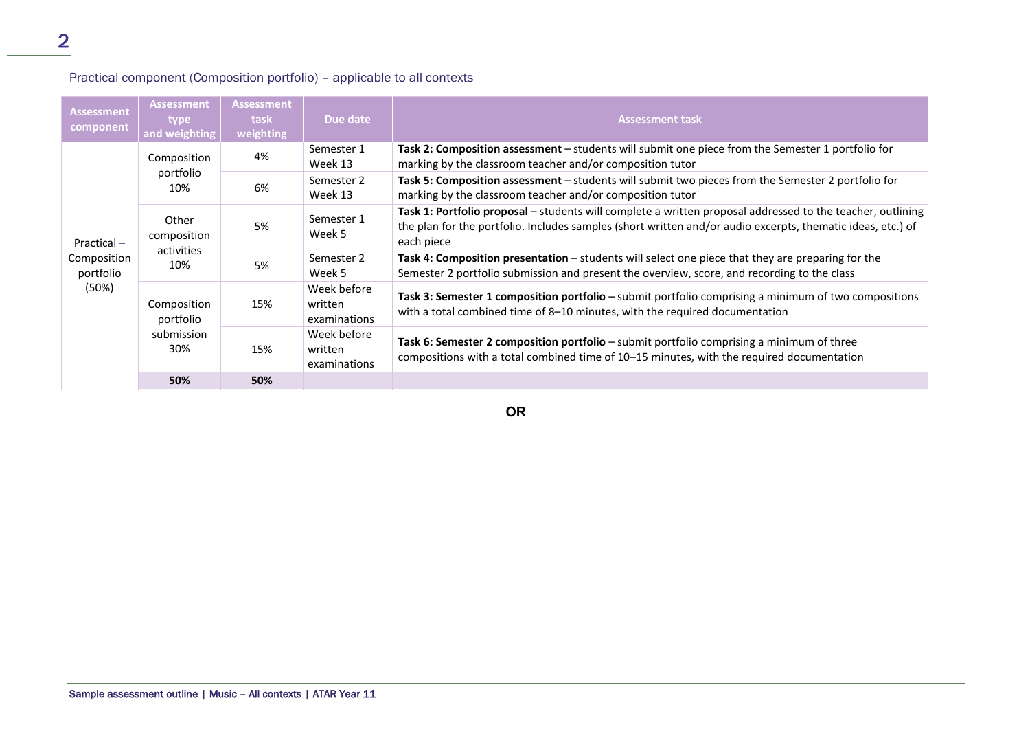Practical component (Composition portfolio) – applicable to all contexts

| Assessment component | Assessment type and weighting | Assessment task weighting | Due date | Assessment task |
|---|---|---|---|---|
| Practical – Composition portfolio (50%) | Composition portfolio 10% | 4% | Semester 1 Week 13 | **Task 2: Composition assessment** – students will submit one piece from the Semester 1 portfolio for marking by the classroom teacher and/or composition tutor |
| | | 6% | Semester 2 Week 13 | **Task 5: Composition assessment** – students will submit two pieces from the Semester 2 portfolio for marking by the classroom teacher and/or composition tutor |
| | Other composition activities 10% | 5% | Semester 1 Week 5 | **Task 1: Portfolio proposal** – students will complete a written proposal addressed to the teacher, outlining the plan for the portfolio. Includes samples (short written and/or audio excerpts, thematic ideas, etc.) of each piece |
| | | 5% | Semester 2 Week 5 | **Task 4: Composition presentation** – students will select one piece that they are preparing for the Semester 2 portfolio submission and present the overview, score, and recording to the class |
| | Composition portfolio submission 30% | 15% | Week before written examinations | **Task 3: Semester 1 composition portfolio** – submit portfolio comprising a minimum of two compositions with a total combined time of 8–10 minutes, with the required documentation |
| | | 15% | Week before written examinations | **Task 6: Semester 2 composition portfolio** – submit portfolio comprising a minimum of three compositions with a total combined time of 10–15 minutes, with the required documentation |
| | **50%** | **50%** | | |

**OR**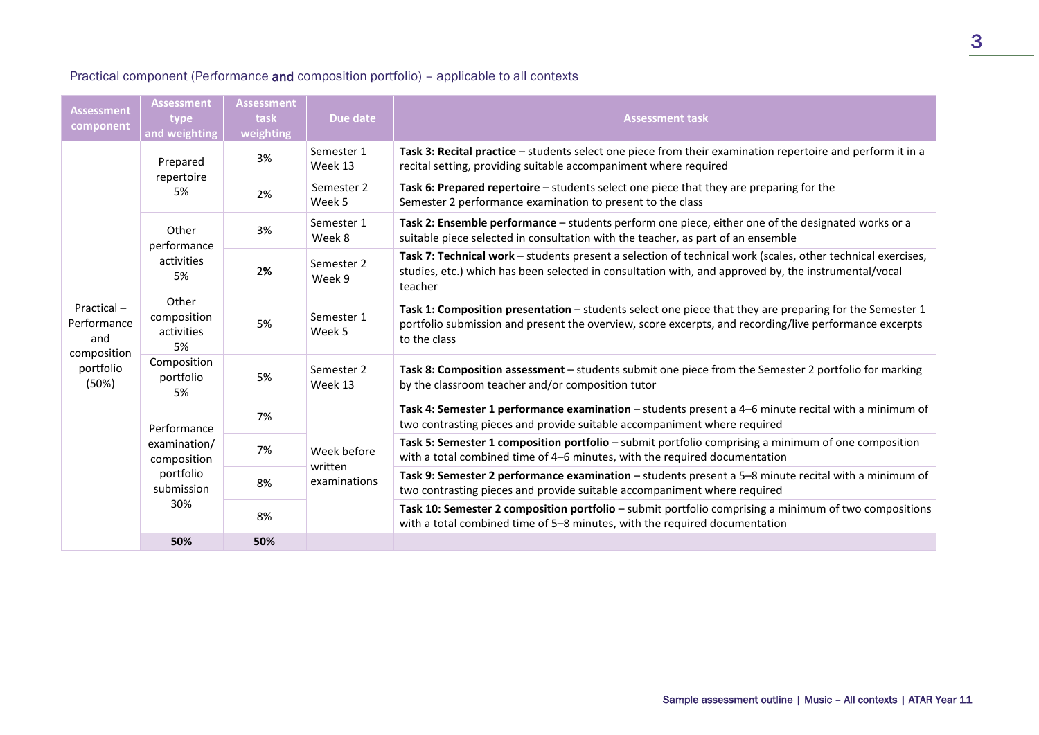Practical component (Performance **and** composition portfolio) – applicable to all contexts

| Assessment component | Assessment type and weighting | Assessment task weighting | Due date | Assessment task |
|---|---|---|---|---|
| Practical – Performance and composition portfolio (50%) | Prepared repertoire 5% | 3% | Semester 1 Week 13 | **Task 3: Recital practice** – students select one piece from their examination repertoire and perform it in a recital setting, providing suitable accompaniment where required |
| | | 2% | Semester 2 Week 5 | **Task 6: Prepared repertoire** – students select one piece that they are preparing for the Semester 2 performance examination to present to the class |
| | Other performance activities 5% | 3% | Semester 1 Week 8 | **Task 2: Ensemble performance** – students perform one piece, either one of the designated works or a suitable piece selected in consultation with the teacher, as part of an ensemble |
| | | 2% | Semester 2 Week 9 | **Task 7: Technical work** – students present a selection of technical work (scales, other technical exercises, studies, etc.) which has been selected in consultation with, and approved by, the instrumental/vocal teacher |
| | Other composition activities 5% | 5% | Semester 1 Week 5 | **Task 1: Composition presentation** – students select one piece that they are preparing for the Semester 1 portfolio submission and present the overview, score excerpts, and recording/live performance excerpts to the class |
| | Composition portfolio 5% | 5% | Semester 2 Week 13 | **Task 8: Composition assessment** – students submit one piece from the Semester 2 portfolio for marking by the classroom teacher and/or composition tutor |
| | Performance examination/ composition portfolio submission 30% | 7% | Week before written examinations | **Task 4: Semester 1 performance examination** – students present a 4–6 minute recital with a minimum of two contrasting pieces and provide suitable accompaniment where required |
| | | 7% | | **Task 5: Semester 1 composition portfolio** – submit portfolio comprising a minimum of one composition with a total combined time of 4–6 minutes, with the required documentation |
| | | 8% | | **Task 9: Semester 2 performance examination** – students present a 5–8 minute recital with a minimum of two contrasting pieces and provide suitable accompaniment where required |
| | | 8% | | **Task 10: Semester 2 composition portfolio** – submit portfolio comprising a minimum of two compositions with a total combined time of 5–8 minutes, with the required documentation |
| | **50%** | **50%** | | |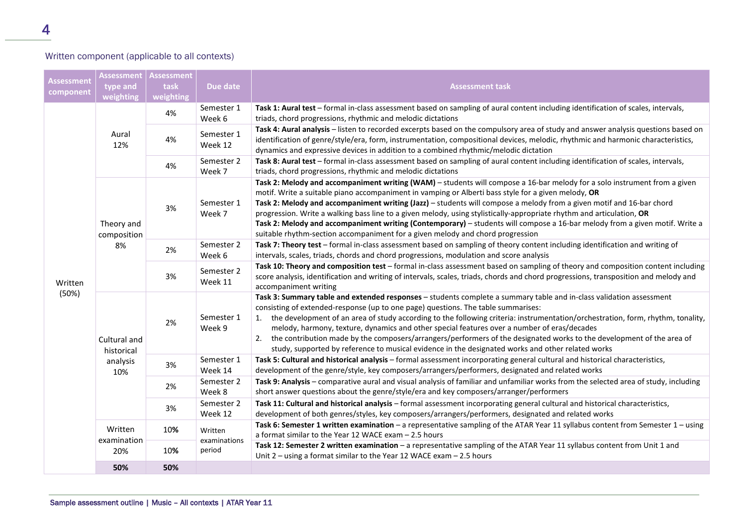Written component (applicable to all contexts)

| Assessment component | Assessment type and weighting | Assessment task weighting | Due date | Assessment task |
|---|---|---|---|---|
| Written (50%) | Aural 12% | 4% | Semester 1 Week 6 | **Task 1: Aural test** – formal in-class assessment based on sampling of aural content including identification of scales, intervals, triads, chord progressions, rhythmic and melodic dictations |
| | | 4% | Semester 1 Week 12 | **Task 4: Aural analysis** – listen to recorded excerpts based on the compulsory area of study and answer analysis questions based on identification of genre/style/era, form, instrumentation, compositional devices, melodic, rhythmic and harmonic characteristics, dynamics and expressive devices in addition to a combined rhythmic/melodic dictation |
| | | 4% | Semester 2 Week 7 | **Task 8: Aural test** – formal in-class assessment based on sampling of aural content including identification of scales, intervals, triads, chord progressions, rhythmic and melodic dictations |
| | Theory and composition 8% | 3% | Semester 1 Week 7 | **Task 2: Melody and accompaniment writing (WAM)** – students will compose a 16-bar melody for a solo instrument from a given motif. Write a suitable piano accompaniment in vamping or Alberti bass style for a given melody, **OR**<br>**Task 2: Melody and accompaniment writing (Jazz)** – students will compose a melody from a given motif and 16-bar chord progression. Write a walking bass line to a given melody, using stylistically-appropriate rhythm and articulation, **OR**<br>**Task 2: Melody and accompaniment writing (Contemporary)** – students will compose a 16-bar melody from a given motif. Write a suitable rhythm-section accompaniment for a given melody and chord progression |
| | | 2% | Semester 2 Week 6 | **Task 7: Theory test** – formal in-class assessment based on sampling of theory content including identification and writing of intervals, scales, triads, chords and chord progressions, modulation and score analysis |
| | | 3% | Semester 2 Week 11 | **Task 10: Theory and composition test** – formal in-class assessment based on sampling of theory and composition content including score analysis, identification and writing of intervals, scales, triads, chords and chord progressions, transposition and melody and accompaniment writing |
| | Cultural and historical analysis 10% | 2% | Semester 1 Week 9 | **Task 3: Summary table and extended responses** – students complete a summary table and in-class validation assessment consisting of extended-response (up to one page) questions. The table summarises:<br>1. the development of an area of study according to the following criteria: instrumentation/orchestration, form, rhythm, tonality, melody, harmony, texture, dynamics and other special features over a number of eras/decades<br>2. the contribution made by the composers/arrangers/performers of the designated works to the development of the area of study, supported by reference to musical evidence in the designated works and other related works |
| | | 3% | Semester 1 Week 14 | **Task 5: Cultural and historical analysis** – formal assessment incorporating general cultural and historical characteristics, development of the genre/style, key composers/arrangers/performers, designated and related works |
| | | 2% | Semester 2 Week 8 | **Task 9: Analysis** – comparative aural and visual analysis of familiar and unfamiliar works from the selected area of study, including short answer questions about the genre/style/era and key composers/arranger/performers |
| | | 3% | Semester 2 Week 12 | **Task 11: Cultural and historical analysis** – formal assessment incorporating general cultural and historical characteristics, development of both genres/styles, key composers/arrangers/performers, designated and related works |
| | Written examination 20% | 10% | Written examinations period | **Task 6: Semester 1 written examination** – a representative sampling of the ATAR Year 11 syllabus content from Semester 1 – using a format similar to the Year 12 WACE exam – 2.5 hours |
| | | 10% | | **Task 12: Semester 2 written examination** – a representative sampling of the ATAR Year 11 syllabus content from Unit 1 and Unit 2 – using a format similar to the Year 12 WACE exam – 2.5 hours |
| | **50%** | **50%** | | |